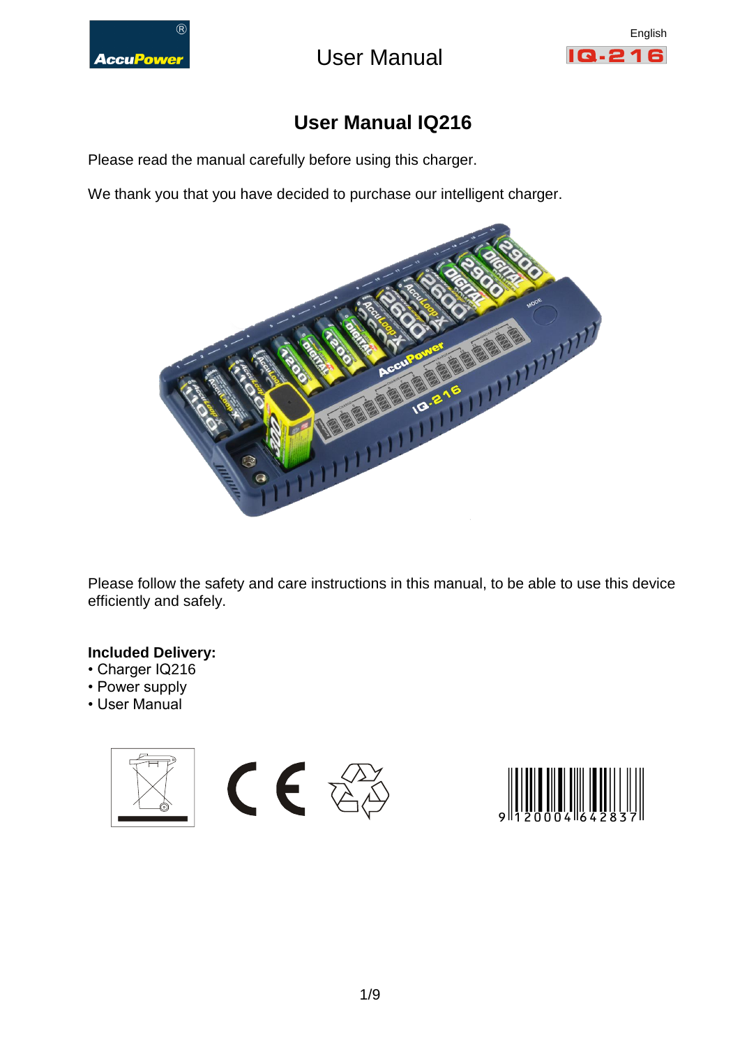# User Manual IQ216

Please read the manual carefully before using this charger.

We thank you that you have decided to purchase our intelligent charger.

Please follow the safety and care instructions in this manual, to be able to use this device efficiently and safely.

**Included Delivery:**
- Charger IQ216
- Power supply
- User Manual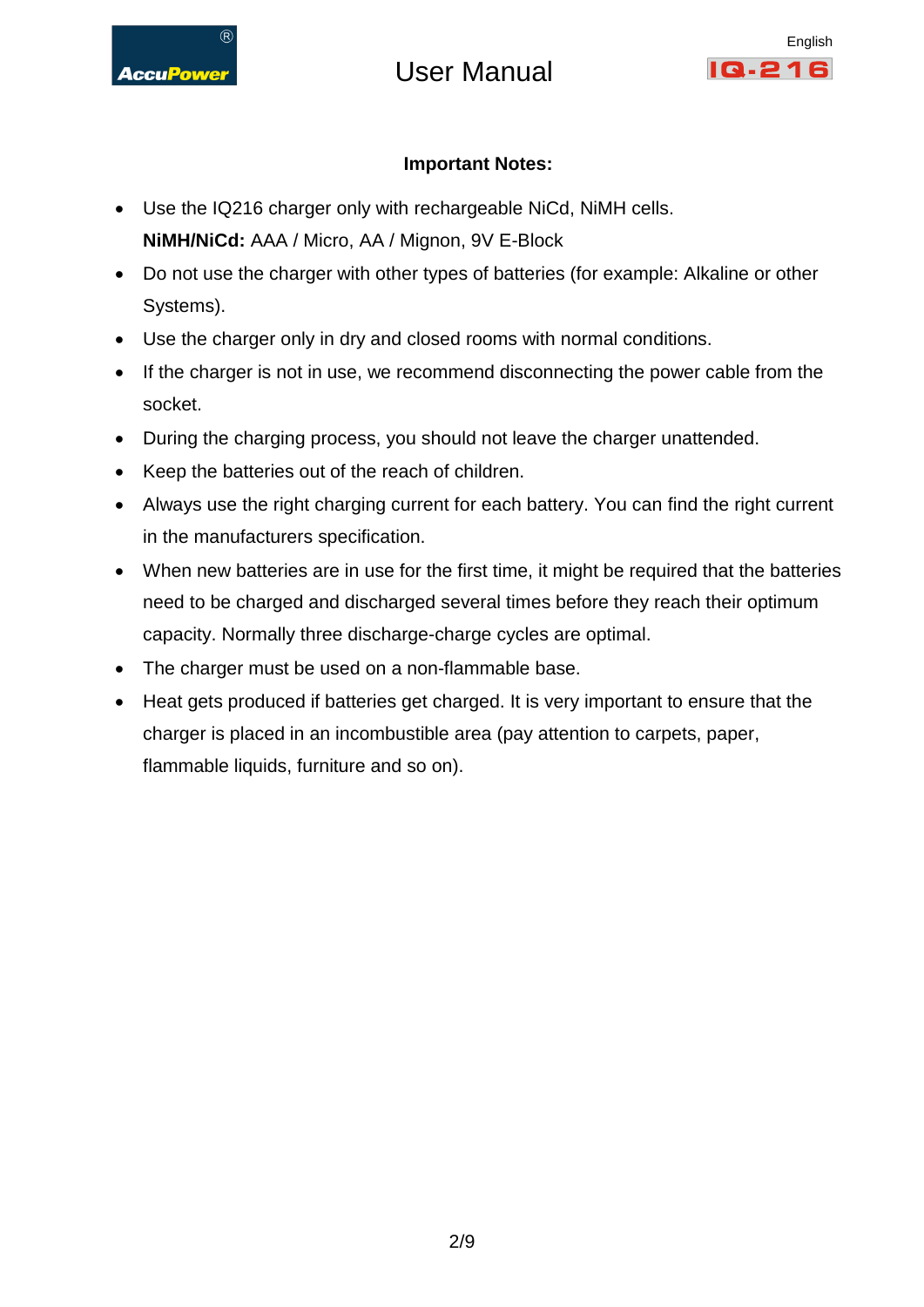### Important Notes:

- Use the IQ216 charger only with rechargeable NiCd, NiMH cells.
  **NiMH/NiCd:** AAA / Micro, AA / Mignon, 9V E-Block
- Do not use the charger with other types of batteries (for example: Alkaline or other Systems).
- Use the charger only in dry and closed rooms with normal conditions.
- If the charger is not in use, we recommend disconnecting the power cable from the socket.
- During the charging process, you should not leave the charger unattended.
- Keep the batteries out of the reach of children.
- Always use the right charging current for each battery. You can find the right current in the manufacturers specification.
- When new batteries are in use for the first time, it might be required that the batteries need to be charged and discharged several times before they reach their optimum capacity. Normally three discharge-charge cycles are optimal.
- The charger must be used on a non-flammable base.
- Heat gets produced if batteries get charged. It is very important to ensure that the charger is placed in an incombustible area (pay attention to carpets, paper, flammable liquids, furniture and so on).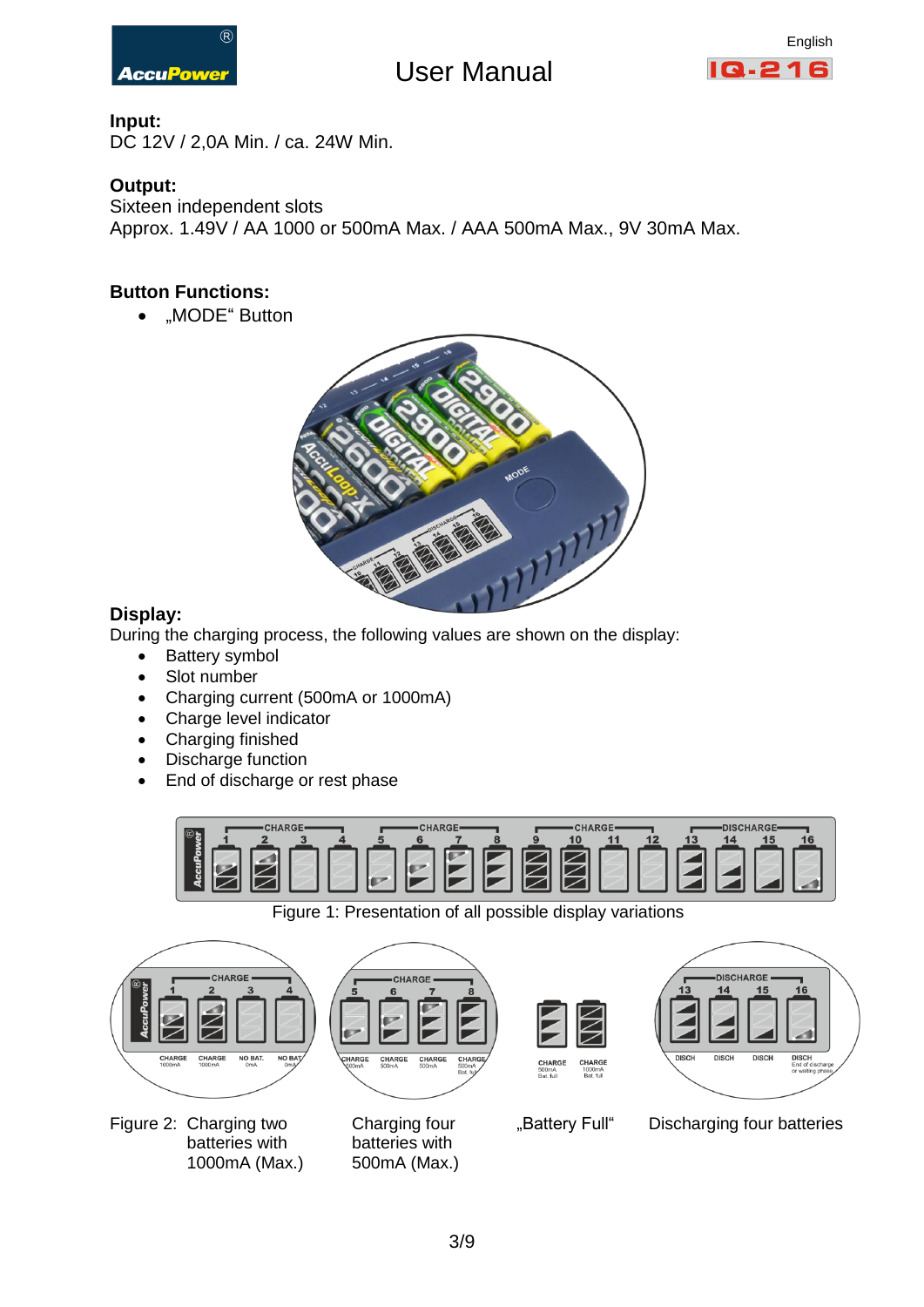## Input:

DC 12V / 2,0A Min. / ca. 24W Min.

## Output:

Sixteen independent slots
Approx. 1.49V / AA 1000 or 500mA Max. / AAA 500mA Max., 9V 30mA Max.

## Button Functions:

- „MODE" Button

## Display:

During the charging process, the following values are shown on the display:

- Battery symbol
- Slot number
- Charging current (500mA or 1000mA)
- Charge level indicator
- Charging finished
- Discharge function
- End of discharge or rest phase

Figure 1: Presentation of all possible display variations

Figure 2: Charging two batteries with 1000mA (Max.)

Charging four batteries with 500mA (Max.)

„Battery Full"

Discharging four batteries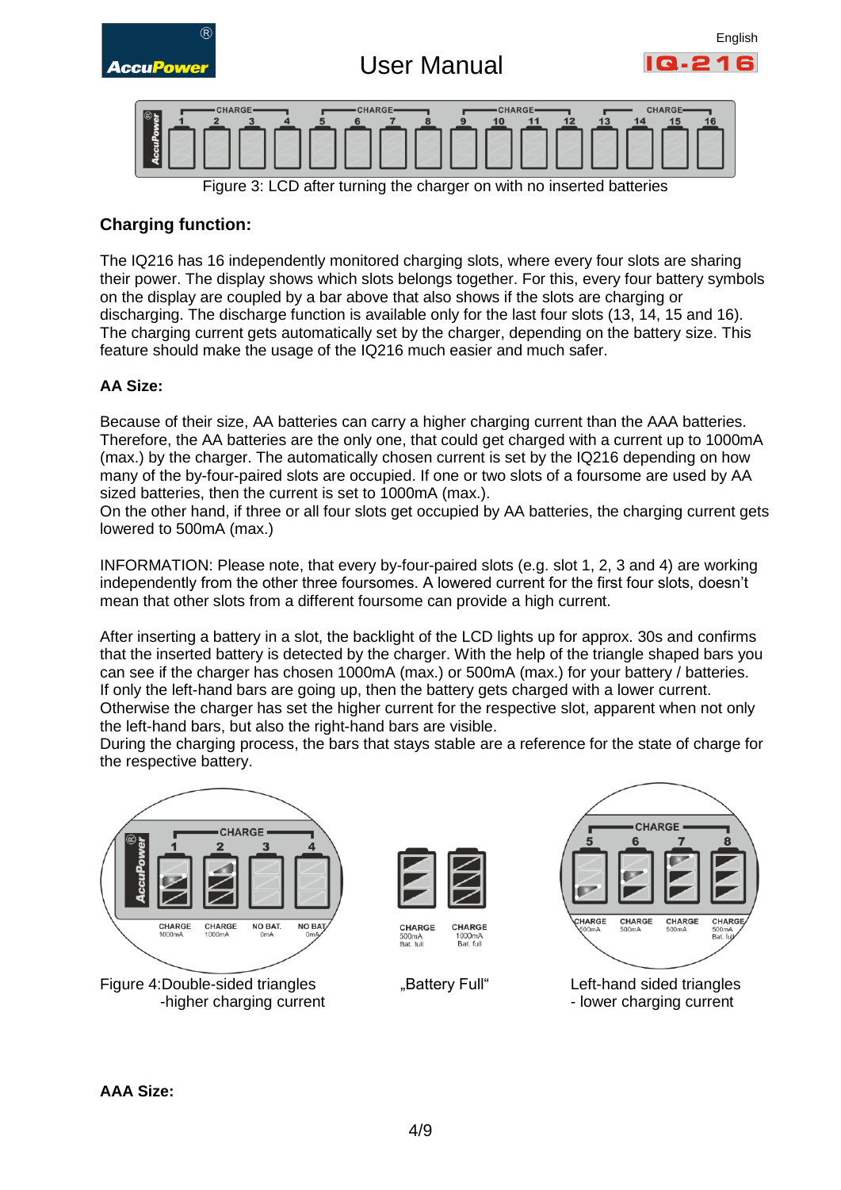Figure 3: LCD after turning the charger on with no inserted batteries

## Charging function:

The IQ216 has 16 independently monitored charging slots, where every four slots are sharing their power. The display shows which slots belongs together. For this, every four battery symbols on the display are coupled by a bar above that also shows if the slots are charging or discharging. The discharge function is available only for the last four slots (13, 14, 15 and 16). The charging current gets automatically set by the charger, depending on the battery size. This feature should make the usage of the IQ216 much easier and much safer.

### AA Size:

Because of their size, AA batteries can carry a higher charging current than the AAA batteries. Therefore, the AA batteries are the only one, that could get charged with a current up to 1000mA (max.) by the charger. The automatically chosen current is set by the IQ216 depending on how many of the by-four-paired slots are occupied. If one or two slots of a foursome are used by AA sized batteries, then the current is set to 1000mA (max.).
On the other hand, if three or all four slots get occupied by AA batteries, the charging current gets lowered to 500mA (max.)

INFORMATION: Please note, that every by-four-paired slots (e.g. slot 1, 2, 3 and 4) are working independently from the other three foursomes. A lowered current for the first four slots, doesn't mean that other slots from a different foursome can provide a high current.

After inserting a battery in a slot, the backlight of the LCD lights up for approx. 30s and confirms that the inserted battery is detected by the charger. With the help of the triangle shaped bars you can see if the charger has chosen 1000mA (max.) or 500mA (max.) for your battery / batteries.
If only the left-hand bars are going up, then the battery gets charged with a lower current.
Otherwise the charger has set the higher current for the respective slot, apparent when not only the left-hand bars, but also the right-hand bars are visible.
During the charging process, the bars that stays stable are a reference for the state of charge for the respective battery.

Figure 4:Double-sided triangles
-higher charging current

„Battery Full“

Left-hand sided triangles
- lower charging current

### AAA Size: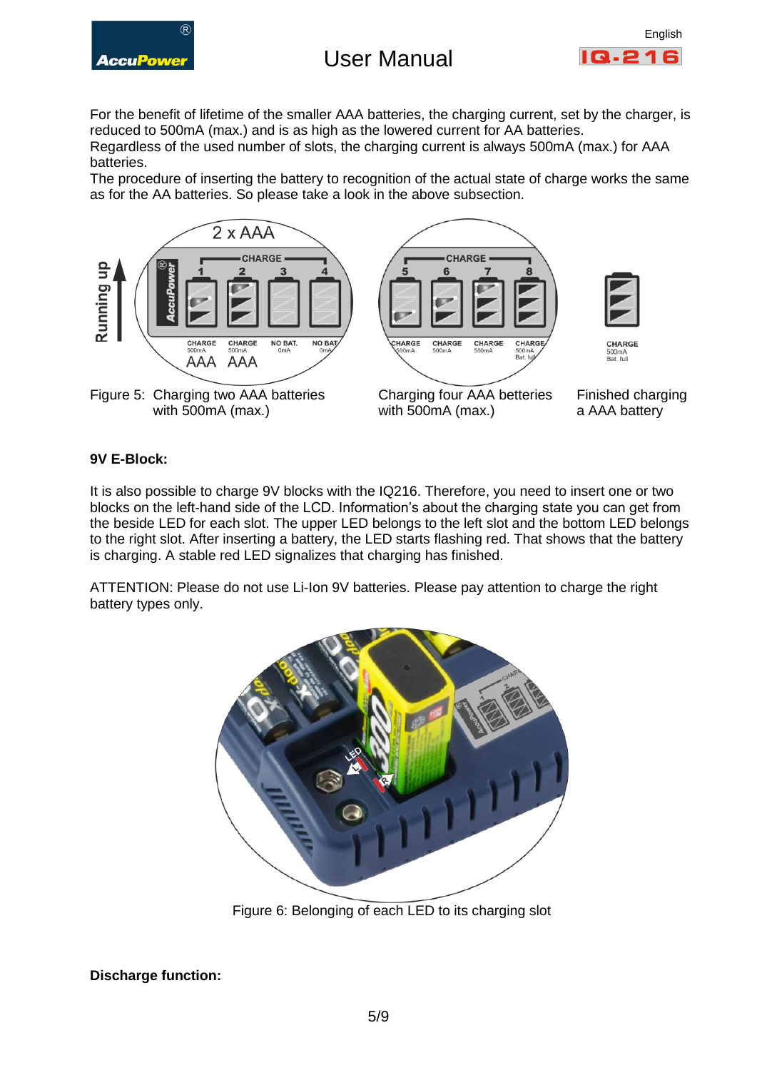For the benefit of lifetime of the smaller AAA batteries, the charging current, set by the charger, is reduced to 500mA (max.) and is as high as the lowered current for AA batteries.
Regardless of the used number of slots, the charging current is always 500mA (max.) for AAA batteries.
The procedure of inserting the battery to recognition of the actual state of charge works the same as for the AA batteries. So please take a look in the above subsection.

Figure 5: Charging two AAA batteries with 500mA (max.)

Charging four AAA batteries with 500mA (max.)

Finished charging a AAA battery

**9V E-Block:**

It is also possible to charge 9V blocks with the IQ216. Therefore, you need to insert one or two blocks on the left-hand side of the LCD. Information's about the charging state you can get from the beside LED for each slot. The upper LED belongs to the left slot and the bottom LED belongs to the right slot. After inserting a battery, the LED starts flashing red. That shows that the battery is charging. A stable red LED signalizes that charging has finished.

ATTENTION: Please do not use Li-Ion 9V batteries. Please pay attention to charge the right battery types only.

Figure 6: Belonging of each LED to its charging slot

**Discharge function:**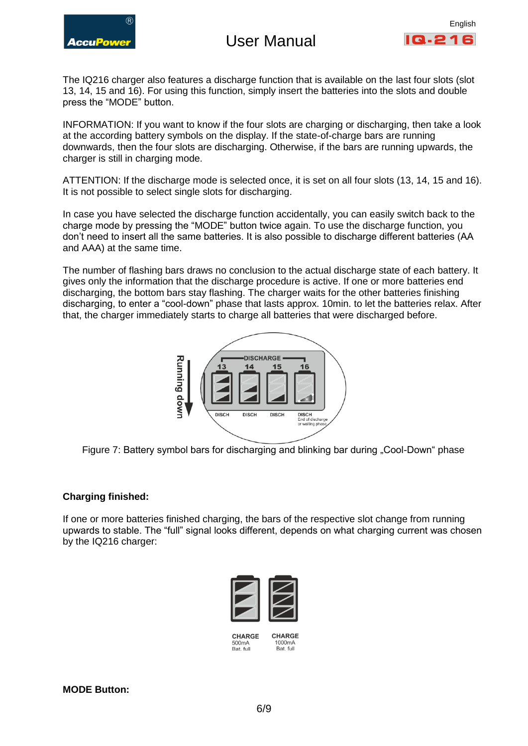The IQ216 charger also features a discharge function that is available on the last four slots (slot 13, 14, 15 and 16). For using this function, simply insert the batteries into the slots and double press the “MODE” button.

INFORMATION: If you want to know if the four slots are charging or discharging, then take a look at the according battery symbols on the display. If the state-of-charge bars are running downwards, then the four slots are discharging. Otherwise, if the bars are running upwards, the charger is still in charging mode.

ATTENTION: If the discharge mode is selected once, it is set on all four slots (13, 14, 15 and 16). It is not possible to select single slots for discharging.

In case you have selected the discharge function accidentally, you can easily switch back to the charge mode by pressing the “MODE” button twice again. To use the discharge function, you don’t need to insert all the same batteries. It is also possible to discharge different batteries (AA and AAA) at the same time.

The number of flashing bars draws no conclusion to the actual discharge state of each battery. It gives only the information that the discharge procedure is active. If one or more batteries end discharging, the bottom bars stay flashing. The charger waits for the other batteries finishing discharging, to enter a “cool-down” phase that lasts approx. 10min. to let the batteries relax. After that, the charger immediately starts to charge all batteries that were discharged before.

Figure 7: Battery symbol bars for discharging and blinking bar during „Cool-Down“ phase

**Charging finished:**

If one or more batteries finished charging, the bars of the respective slot change from running upwards to stable. The “full” signal looks different, depends on what charging current was chosen by the IQ216 charger:

**MODE Button:**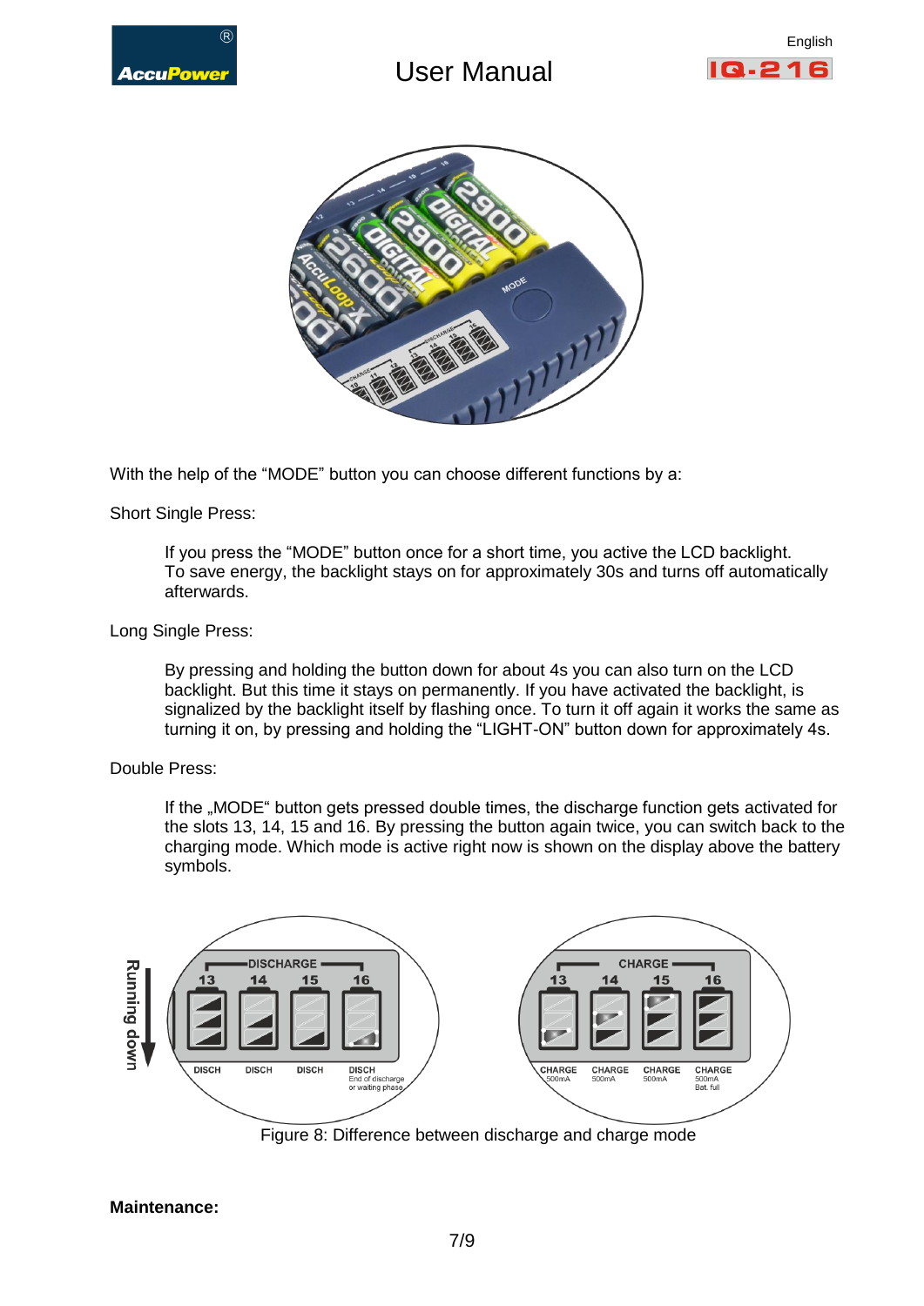With the help of the “MODE” button you can choose different functions by a:

Short Single Press:

> If you press the “MODE” button once for a short time, you active the LCD backlight. To save energy, the backlight stays on for approximately 30s and turns off automatically afterwards.

Long Single Press:

> By pressing and holding the button down for about 4s you can also turn on the LCD backlight. But this time it stays on permanently. If you have activated the backlight, is signalized by the backlight itself by flashing once. To turn it off again it works the same as turning it on, by pressing and holding the “LIGHT-ON” button down for approximately 4s.

Double Press:

> If the „MODE“ button gets pressed double times, the discharge function gets activated for the slots 13, 14, 15 and 16. By pressing the button again twice, you can switch back to the charging mode. Which mode is active right now is shown on the display above the battery symbols.

Figure 8: Difference between discharge and charge mode

**Maintenance:**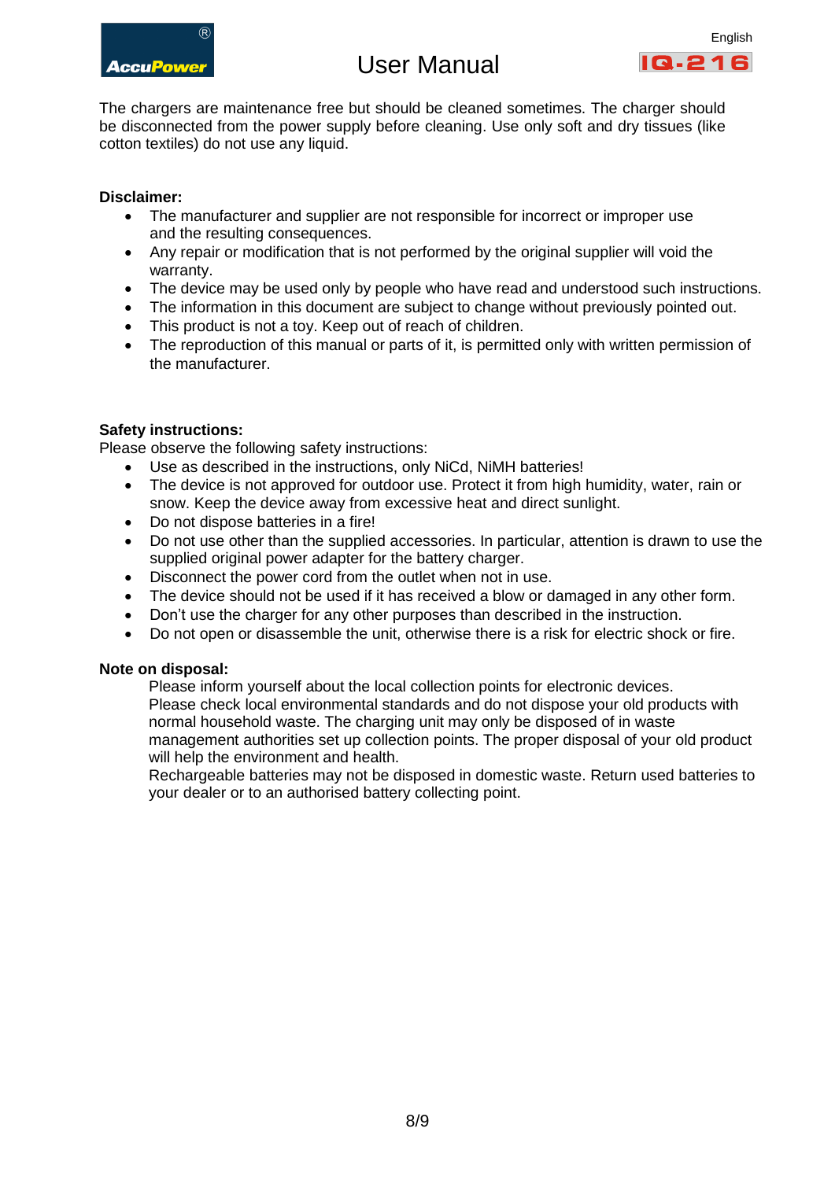The chargers are maintenance free but should be cleaned sometimes. The charger should be disconnected from the power supply before cleaning. Use only soft and dry tissues (like cotton textiles) do not use any liquid.

**Disclaimer:**

- The manufacturer and supplier are not responsible for incorrect or improper use and the resulting consequences.
- Any repair or modification that is not performed by the original supplier will void the warranty.
- The device may be used only by people who have read and understood such instructions.
- The information in this document are subject to change without previously pointed out.
- This product is not a toy. Keep out of reach of children.
- The reproduction of this manual or parts of it, is permitted only with written permission of the manufacturer.

**Safety instructions:**

Please observe the following safety instructions:

- Use as described in the instructions, only NiCd, NiMH batteries!
- The device is not approved for outdoor use. Protect it from high humidity, water, rain or snow. Keep the device away from excessive heat and direct sunlight.
- Do not dispose batteries in a fire!
- Do not use other than the supplied accessories. In particular, attention is drawn to use the supplied original power adapter for the battery charger.
- Disconnect the power cord from the outlet when not in use.
- The device should not be used if it has received a blow or damaged in any other form.
- Don't use the charger for any other purposes than described in the instruction.
- Do not open or disassemble the unit, otherwise there is a risk for electric shock or fire.

**Note on disposal:**

Please inform yourself about the local collection points for electronic devices.
Please check local environmental standards and do not dispose your old products with normal household waste. The charging unit may only be disposed of in waste management authorities set up collection points. The proper disposal of your old product will help the environment and health.
Rechargeable batteries may not be disposed in domestic waste. Return used batteries to your dealer or to an authorised battery collecting point.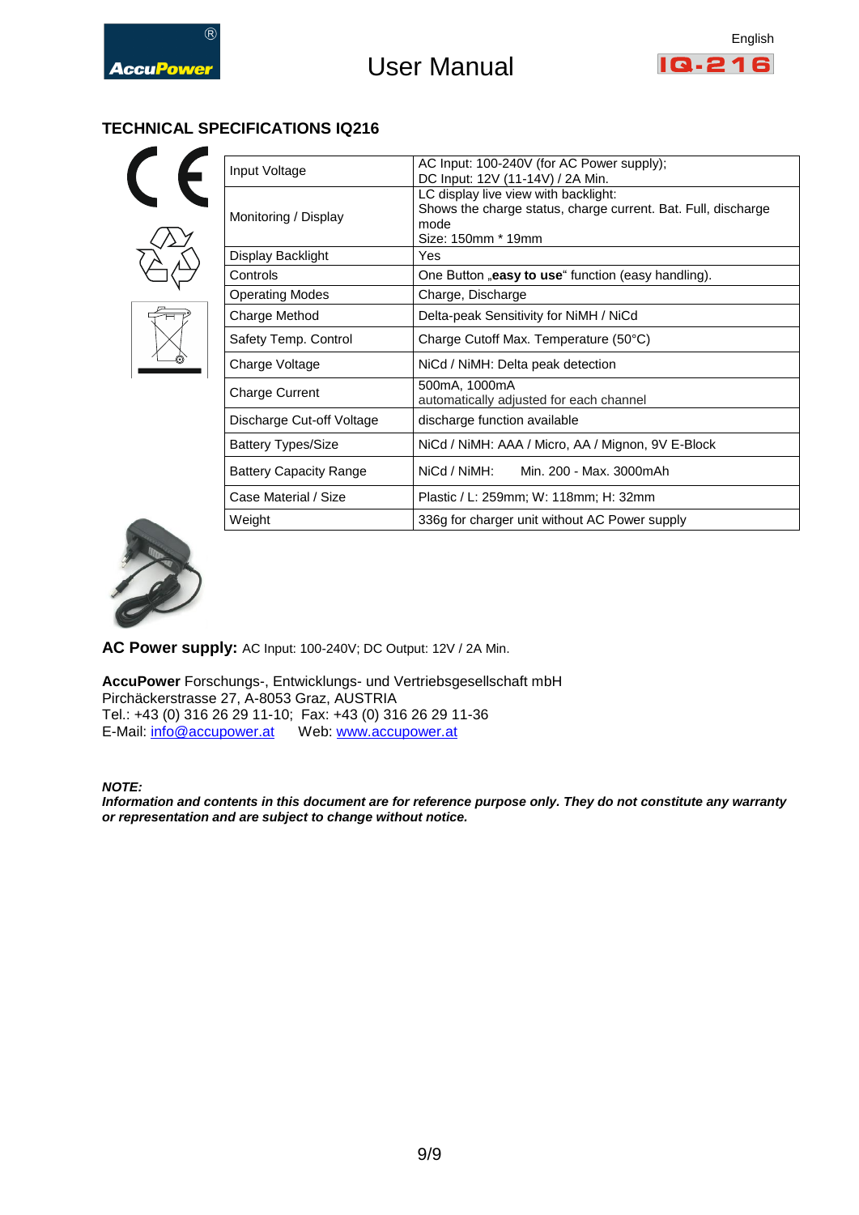## TECHNICAL SPECIFICATIONS IQ216

| | |
|---|---|
| Input Voltage | AC Input: 100-240V (for AC Power supply);<br>DC Input: 12V (11-14V) / 2A Min. |
| Monitoring / Display | LC display live view with backlight:<br>Shows the charge status, charge current. Bat. Full, discharge mode<br>Size: 150mm * 19mm |
| Display Backlight | Yes |
| Controls | One Button „**easy to use**“ function (easy handling). |
| Operating Modes | Charge, Discharge |
| Charge Method | Delta-peak Sensitivity for NiMH / NiCd |
| Safety Temp. Control | Charge Cutoff Max. Temperature (50°C) |
| Charge Voltage | NiCd / NiMH: Delta peak detection |
| Charge Current | 500mA, 1000mA<br>automatically adjusted for each channel |
| Discharge Cut-off Voltage | discharge function available |
| Battery Types/Size | NiCd / NiMH: AAA / Micro, AA / Mignon, 9V E-Block |
| Battery Capacity Range | NiCd / NiMH: Min. 200 - Max. 3000mAh |
| Case Material / Size | Plastic / L: 259mm; W: 118mm; H: 32mm |
| Weight | 336g for charger unit without AC Power supply |

**AC Power supply:** AC Input: 100-240V; DC Output: 12V / 2A Min.

**AccuPower** Forschungs-, Entwicklungs- und Vertriebsgesellschaft mbH
Pirchäckerstrasse 27, A-8053 Graz, AUSTRIA
Tel.: +43 (0) 316 26 29 11-10; Fax: +43 (0) 316 26 29 11-36
E-Mail: info@accupower.at Web: www.accupower.at

***NOTE:***
***Information and contents in this document are for reference purpose only. They do not constitute any warranty or representation and are subject to change without notice.***